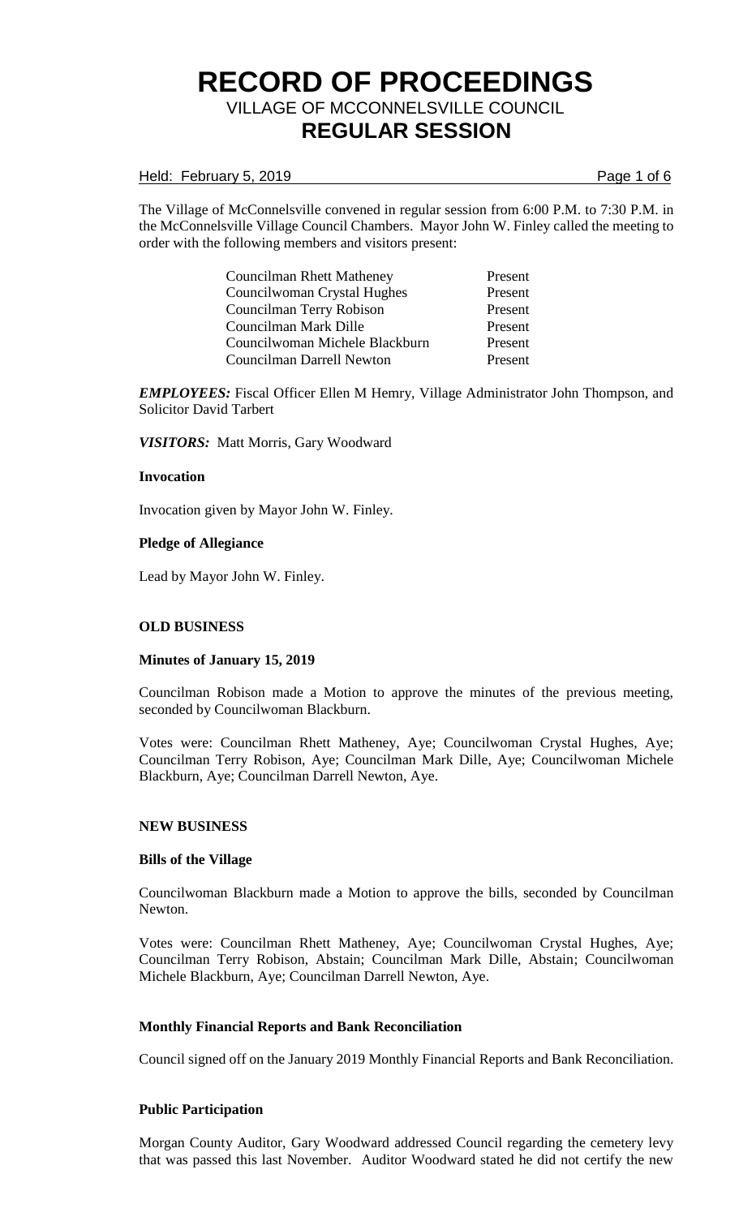# RECORD OF PROCEEDINGS

## VILLAGE OF MCCONNELSVILLE COUNCIL

## REGULAR SESSION

Held: February 5, 2019

The Village of McConnelsville convened in regular session from 6:00 P.M. to 7:30 P.M. in the McConnelsville Village Council Chambers. Mayor John W. Finley called the meeting to order with the following members and visitors present:

| | |
|---|---|
| Councilman Rhett Matheney | Present |
| Councilwoman Crystal Hughes | Present |
| Councilman Terry Robison | Present |
| Councilman Mark Dille | Present |
| Councilwoman Michele Blackburn | Present |
| Councilman Darrell Newton | Present |

***EMPLOYEES:*** Fiscal Officer Ellen M Hemry, Village Administrator John Thompson, and Solicitor David Tarbert

***VISITORS:*** Matt Morris, Gary Woodward

**Invocation**

Invocation given by Mayor John W. Finley.

**Pledge of Allegiance**

Lead by Mayor John W. Finley.

**OLD BUSINESS**

**Minutes of January 15, 2019**

Councilman Robison made a Motion to approve the minutes of the previous meeting, seconded by Councilwoman Blackburn.

Votes were: Councilman Rhett Matheney, Aye; Councilwoman Crystal Hughes, Aye; Councilman Terry Robison, Aye; Councilman Mark Dille, Aye; Councilwoman Michele Blackburn, Aye; Councilman Darrell Newton, Aye.

**NEW BUSINESS**

**Bills of the Village**

Councilwoman Blackburn made a Motion to approve the bills, seconded by Councilman Newton.

Votes were: Councilman Rhett Matheney, Aye; Councilwoman Crystal Hughes, Aye; Councilman Terry Robison, Abstain; Councilman Mark Dille, Abstain; Councilwoman Michele Blackburn, Aye; Councilman Darrell Newton, Aye.

**Monthly Financial Reports and Bank Reconciliation**

Council signed off on the January 2019 Monthly Financial Reports and Bank Reconciliation.

**Public Participation**

Morgan County Auditor, Gary Woodward addressed Council regarding the cemetery levy that was passed this last November. Auditor Woodward stated he did not certify the new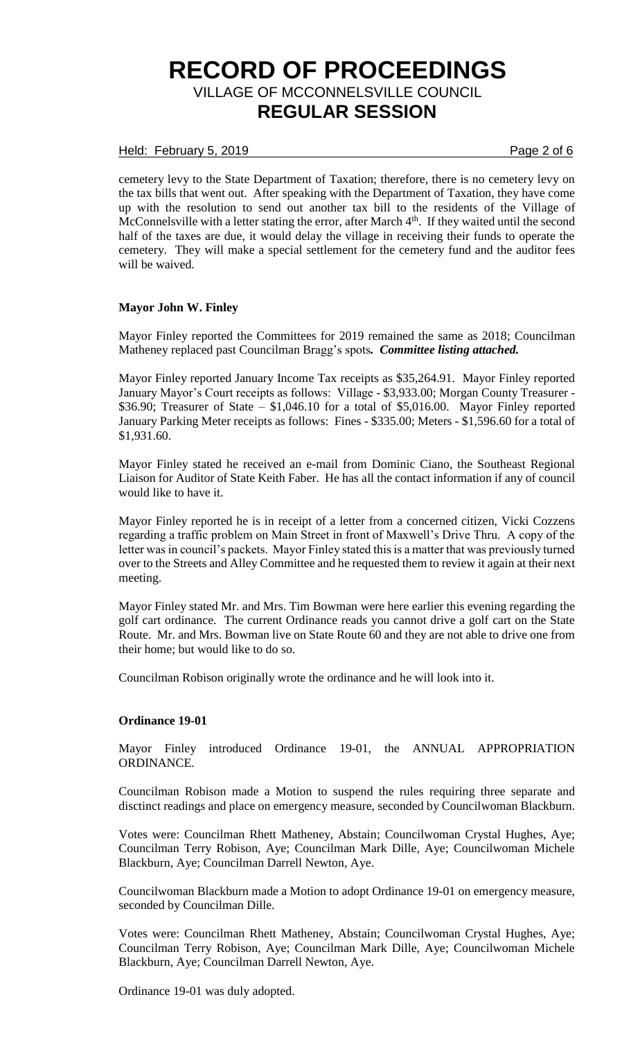cemetery levy to the State Department of Taxation; therefore, there is no cemetery levy on the tax bills that went out. After speaking with the Department of Taxation, they have come up with the resolution to send out another tax bill to the residents of the Village of McConnelsville with a letter stating the error, after March 4th. If they waited until the second half of the taxes are due, it would delay the village in receiving their funds to operate the cemetery. They will make a special settlement for the cemetery fund and the auditor fees will be waived.

**Mayor John W. Finley**

Mayor Finley reported the Committees for 2019 remained the same as 2018; Councilman Matheney replaced past Councilman Bragg's spots*. **Committee listing attached.***

Mayor Finley reported January Income Tax receipts as $35,264.91. Mayor Finley reported January Mayor's Court receipts as follows: Village - $3,933.00; Morgan County Treasurer - $36.90; Treasurer of State – $1,046.10 for a total of $5,016.00. Mayor Finley reported January Parking Meter receipts as follows: Fines - $335.00; Meters - $1,596.60 for a total of $1,931.60.

Mayor Finley stated he received an e-mail from Dominic Ciano, the Southeast Regional Liaison for Auditor of State Keith Faber. He has all the contact information if any of council would like to have it.

Mayor Finley reported he is in receipt of a letter from a concerned citizen, Vicki Cozzens regarding a traffic problem on Main Street in front of Maxwell's Drive Thru. A copy of the letter was in council's packets. Mayor Finley stated this is a matter that was previously turned over to the Streets and Alley Committee and he requested them to review it again at their next meeting.

Mayor Finley stated Mr. and Mrs. Tim Bowman were here earlier this evening regarding the golf cart ordinance. The current Ordinance reads you cannot drive a golf cart on the State Route. Mr. and Mrs. Bowman live on State Route 60 and they are not able to drive one from their home; but would like to do so.

Councilman Robison originally wrote the ordinance and he will look into it.

**Ordinance 19-01**

Mayor Finley introduced Ordinance 19-01, the ANNUAL APPROPRIATION ORDINANCE.

Councilman Robison made a Motion to suspend the rules requiring three separate and disctinct readings and place on emergency measure, seconded by Councilwoman Blackburn.

Votes were: Councilman Rhett Matheney, Abstain; Councilwoman Crystal Hughes, Aye; Councilman Terry Robison, Aye; Councilman Mark Dille, Aye; Councilwoman Michele Blackburn, Aye; Councilman Darrell Newton, Aye.

Councilwoman Blackburn made a Motion to adopt Ordinance 19-01 on emergency measure, seconded by Councilman Dille.

Votes were: Councilman Rhett Matheney, Abstain; Councilwoman Crystal Hughes, Aye; Councilman Terry Robison, Aye; Councilman Mark Dille, Aye; Councilwoman Michele Blackburn, Aye; Councilman Darrell Newton, Aye.

Ordinance 19-01 was duly adopted.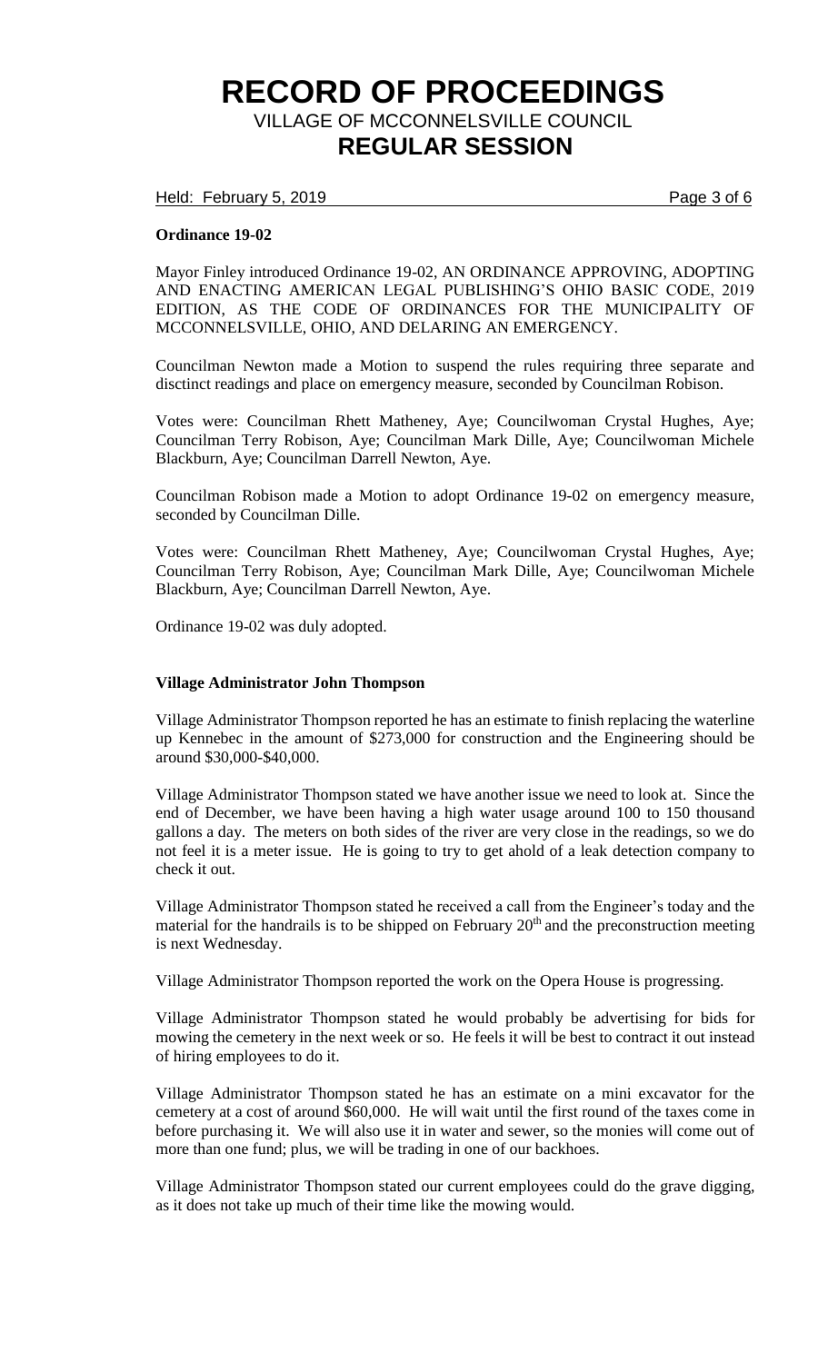**Ordinance 19-02**

Mayor Finley introduced Ordinance 19-02, AN ORDINANCE APPROVING, ADOPTING AND ENACTING AMERICAN LEGAL PUBLISHING'S OHIO BASIC CODE, 2019 EDITION, AS THE CODE OF ORDINANCES FOR THE MUNICIPALITY OF MCCONNELSVILLE, OHIO, AND DELARING AN EMERGENCY.

Councilman Newton made a Motion to suspend the rules requiring three separate and disctinct readings and place on emergency measure, seconded by Councilman Robison.

Votes were: Councilman Rhett Matheney, Aye; Councilwoman Crystal Hughes, Aye; Councilman Terry Robison, Aye; Councilman Mark Dille, Aye; Councilwoman Michele Blackburn, Aye; Councilman Darrell Newton, Aye.

Councilman Robison made a Motion to adopt Ordinance 19-02 on emergency measure, seconded by Councilman Dille.

Votes were: Councilman Rhett Matheney, Aye; Councilwoman Crystal Hughes, Aye; Councilman Terry Robison, Aye; Councilman Mark Dille, Aye; Councilwoman Michele Blackburn, Aye; Councilman Darrell Newton, Aye.

Ordinance 19-02 was duly adopted.

**Village Administrator John Thompson**

Village Administrator Thompson reported he has an estimate to finish replacing the waterline up Kennebec in the amount of $273,000 for construction and the Engineering should be around $30,000-$40,000.

Village Administrator Thompson stated we have another issue we need to look at. Since the end of December, we have been having a high water usage around 100 to 150 thousand gallons a day. The meters on both sides of the river are very close in the readings, so we do not feel it is a meter issue. He is going to try to get ahold of a leak detection company to check it out.

Village Administrator Thompson stated he received a call from the Engineer's today and the material for the handrails is to be shipped on February 20th and the preconstruction meeting is next Wednesday.

Village Administrator Thompson reported the work on the Opera House is progressing.

Village Administrator Thompson stated he would probably be advertising for bids for mowing the cemetery in the next week or so. He feels it will be best to contract it out instead of hiring employees to do it.

Village Administrator Thompson stated he has an estimate on a mini excavator for the cemetery at a cost of around $60,000. He will wait until the first round of the taxes come in before purchasing it. We will also use it in water and sewer, so the monies will come out of more than one fund; plus, we will be trading in one of our backhoes.

Village Administrator Thompson stated our current employees could do the grave digging, as it does not take up much of their time like the mowing would.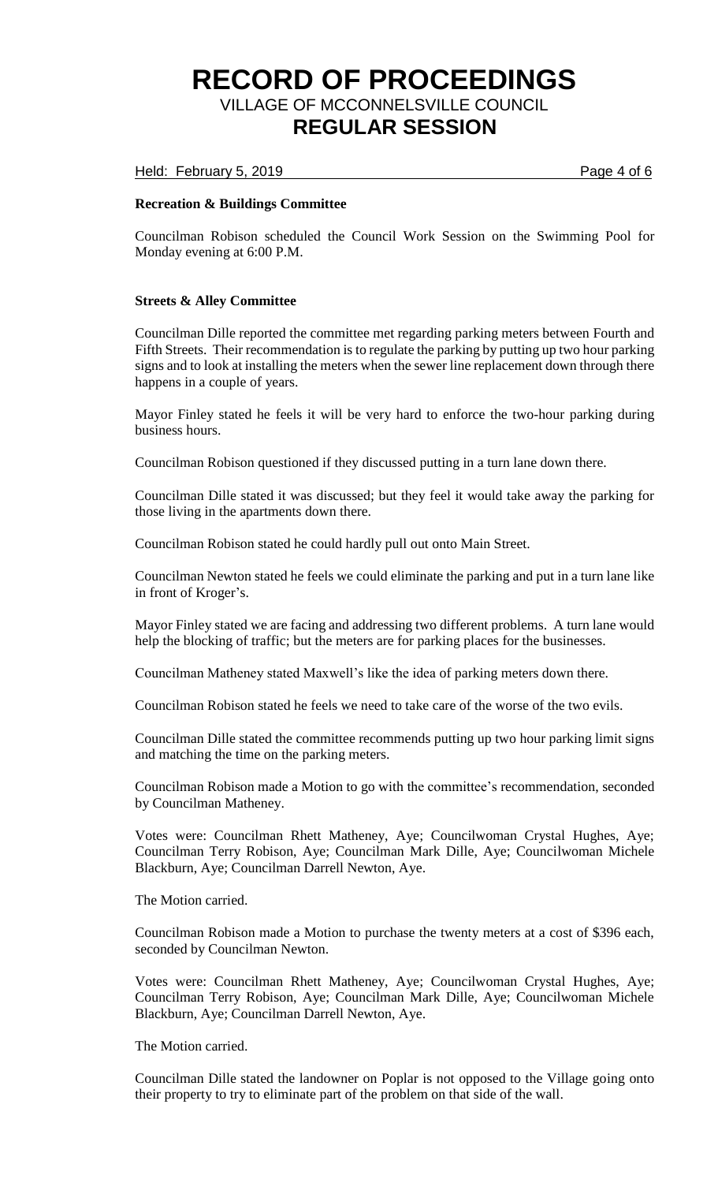**Recreation & Buildings Committee**

Councilman Robison scheduled the Council Work Session on the Swimming Pool for Monday evening at 6:00 P.M.

**Streets & Alley Committee**

Councilman Dille reported the committee met regarding parking meters between Fourth and Fifth Streets. Their recommendation is to regulate the parking by putting up two hour parking signs and to look at installing the meters when the sewer line replacement down through there happens in a couple of years.

Mayor Finley stated he feels it will be very hard to enforce the two-hour parking during business hours.

Councilman Robison questioned if they discussed putting in a turn lane down there.

Councilman Dille stated it was discussed; but they feel it would take away the parking for those living in the apartments down there.

Councilman Robison stated he could hardly pull out onto Main Street.

Councilman Newton stated he feels we could eliminate the parking and put in a turn lane like in front of Kroger's.

Mayor Finley stated we are facing and addressing two different problems. A turn lane would help the blocking of traffic; but the meters are for parking places for the businesses.

Councilman Matheney stated Maxwell's like the idea of parking meters down there.

Councilman Robison stated he feels we need to take care of the worse of the two evils.

Councilman Dille stated the committee recommends putting up two hour parking limit signs and matching the time on the parking meters.

Councilman Robison made a Motion to go with the committee's recommendation, seconded by Councilman Matheney.

Votes were: Councilman Rhett Matheney, Aye; Councilwoman Crystal Hughes, Aye; Councilman Terry Robison, Aye; Councilman Mark Dille, Aye; Councilwoman Michele Blackburn, Aye; Councilman Darrell Newton, Aye.

The Motion carried.

Councilman Robison made a Motion to purchase the twenty meters at a cost of $396 each, seconded by Councilman Newton.

Votes were: Councilman Rhett Matheney, Aye; Councilwoman Crystal Hughes, Aye; Councilman Terry Robison, Aye; Councilman Mark Dille, Aye; Councilwoman Michele Blackburn, Aye; Councilman Darrell Newton, Aye.

The Motion carried.

Councilman Dille stated the landowner on Poplar is not opposed to the Village going onto their property to try to eliminate part of the problem on that side of the wall.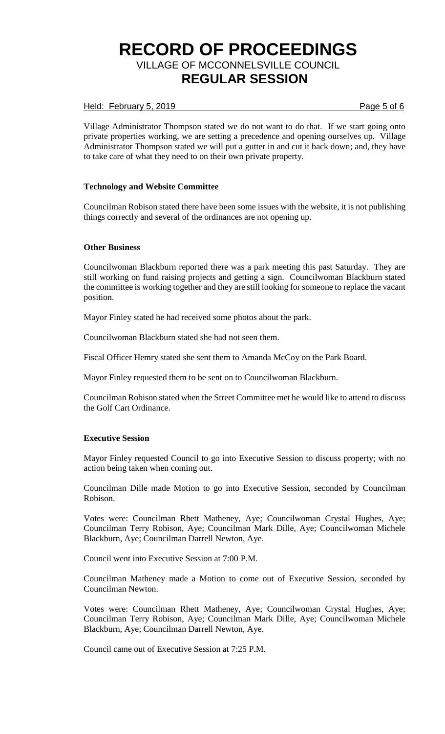Village Administrator Thompson stated we do not want to do that. If we start going onto private properties working, we are setting a precedence and opening ourselves up. Village Administrator Thompson stated we will put a gutter in and cut it back down; and, they have to take care of what they need to on their own private property.

**Technology and Website Committee**

Councilman Robison stated there have been some issues with the website, it is not publishing things correctly and several of the ordinances are not opening up.

**Other Business**

Councilwoman Blackburn reported there was a park meeting this past Saturday. They are still working on fund raising projects and getting a sign. Councilwoman Blackburn stated the committee is working together and they are still looking for someone to replace the vacant position.

Mayor Finley stated he had received some photos about the park.

Councilwoman Blackburn stated she had not seen them.

Fiscal Officer Hemry stated she sent them to Amanda McCoy on the Park Board.

Mayor Finley requested them to be sent on to Councilwoman Blackburn.

Councilman Robison stated when the Street Committee met he would like to attend to discuss the Golf Cart Ordinance.

**Executive Session**

Mayor Finley requested Council to go into Executive Session to discuss property; with no action being taken when coming out.

Councilman Dille made Motion to go into Executive Session, seconded by Councilman Robison.

Votes were: Councilman Rhett Matheney, Aye; Councilwoman Crystal Hughes, Aye; Councilman Terry Robison, Aye; Councilman Mark Dille, Aye; Councilwoman Michele Blackburn, Aye; Councilman Darrell Newton, Aye.

Council went into Executive Session at 7:00 P.M.

Councilman Matheney made a Motion to come out of Executive Session, seconded by Councilman Newton.

Votes were: Councilman Rhett Matheney, Aye; Councilwoman Crystal Hughes, Aye; Councilman Terry Robison, Aye; Councilman Mark Dille, Aye; Councilwoman Michele Blackburn, Aye; Councilman Darrell Newton, Aye.

Council came out of Executive Session at 7:25 P.M.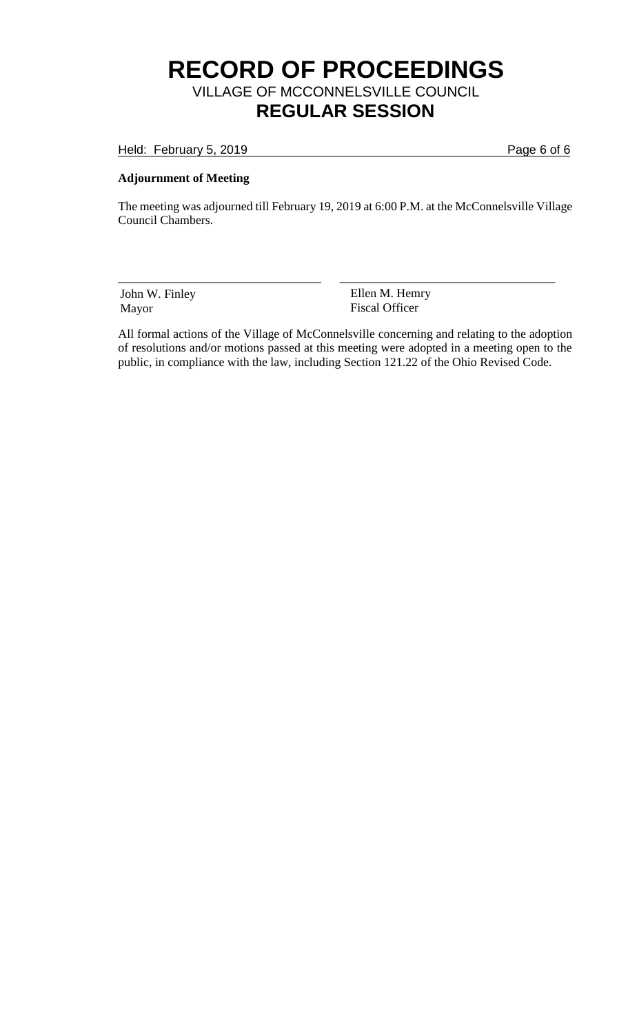# RECORD OF PROCEEDINGS

VILLAGE OF MCCONNELSVILLE COUNCIL

## REGULAR SESSION

Held: February 5, 2019

**Adjournment of Meeting**

The meeting was adjourned till February 19, 2019 at 6:00 P.M. at the McConnelsville Village Council Chambers.

| | |
|---|---|
| \_\_\_\_\_\_\_\_\_\_\_\_\_\_\_\_\_\_\_\_\_\_\_\_\_\_\_\_\_\_\_\_ | \_\_\_\_\_\_\_\_\_\_\_\_\_\_\_\_\_\_\_\_\_\_\_\_\_\_\_\_\_\_\_\_ |
| John W. Finley<br>Mayor | Ellen M. Hemry<br>Fiscal Officer |

All formal actions of the Village of McConnelsville concerning and relating to the adoption of resolutions and/or motions passed at this meeting were adopted in a meeting open to the public, in compliance with the law, including Section 121.22 of the Ohio Revised Code.